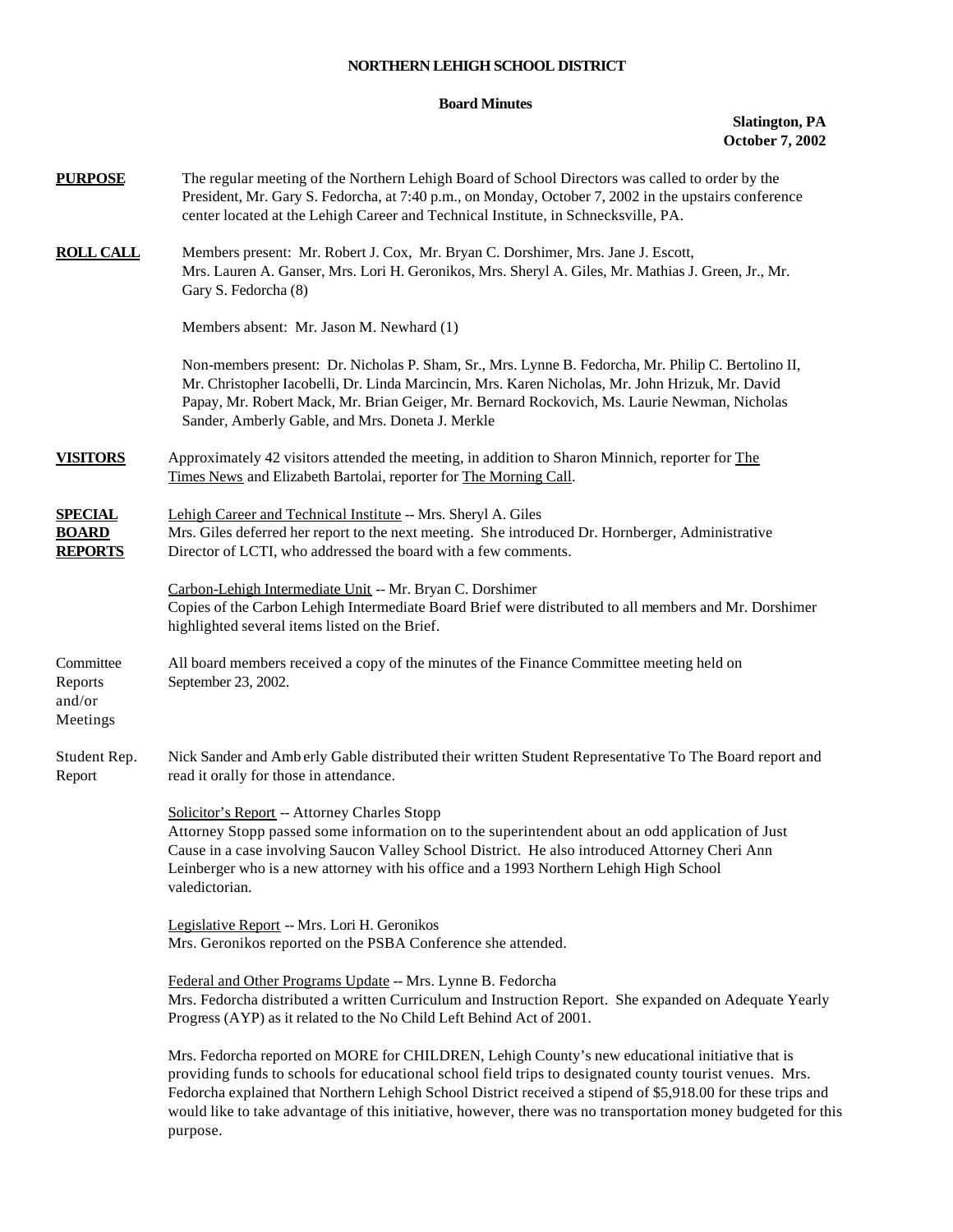**NORTHERN LEHIGH SCHOOL DISTRICT**

**Board Minutes**

**Slatington, PA**
**October 7, 2002**

**PURPOSE** The regular meeting of the Northern Lehigh Board of School Directors was called to order by the President, Mr. Gary S. Fedorcha, at 7:40 p.m., on Monday, October 7, 2002 in the upstairs conference center located at the Lehigh Career and Technical Institute, in Schnecksville, PA.

**ROLL CALL** Members present: Mr. Robert J. Cox, Mr. Bryan C. Dorshimer, Mrs. Jane J. Escott, Mrs. Lauren A. Ganser, Mrs. Lori H. Geronikos, Mrs. Sheryl A. Giles, Mr. Mathias J. Green, Jr., Mr. Gary S. Fedorcha (8)

Members absent: Mr. Jason M. Newhard (1)

Non-members present: Dr. Nicholas P. Sham, Sr., Mrs. Lynne B. Fedorcha, Mr. Philip C. Bertolino II, Mr. Christopher Iacobelli, Dr. Linda Marcincin, Mrs. Karen Nicholas, Mr. John Hrizuk, Mr. David Papay, Mr. Robert Mack, Mr. Brian Geiger, Mr. Bernard Rockovich, Ms. Laurie Newman, Nicholas Sander, Amberly Gable, and Mrs. Doneta J. Merkle

**VISITORS** Approximately 42 visitors attended the meeting, in addition to Sharon Minnich, reporter for The Times News and Elizabeth Bartolai, reporter for The Morning Call.

**SPECIAL BOARD REPORTS**

Lehigh Career and Technical Institute -- Mrs. Sheryl A. Giles
Mrs. Giles deferred her report to the next meeting. She introduced Dr. Hornberger, Administrative Director of LCTI, who addressed the board with a few comments.

Carbon-Lehigh Intermediate Unit -- Mr. Bryan C. Dorshimer
Copies of the Carbon Lehigh Intermediate Board Brief were distributed to all members and Mr. Dorshimer highlighted several items listed on the Brief.

Committee Reports and/or Meetings

All board members received a copy of the minutes of the Finance Committee meeting held on September 23, 2002.

Student Rep. Report

Nick Sander and Amberly Gable distributed their written Student Representative To The Board report and read it orally for those in attendance.

Solicitor's Report -- Attorney Charles Stopp
Attorney Stopp passed some information on to the superintendent about an odd application of Just Cause in a case involving Saucon Valley School District. He also introduced Attorney Cheri Ann Leinberger who is a new attorney with his office and a 1993 Northern Lehigh High School valedictorian.

Legislative Report -- Mrs. Lori H. Geronikos
Mrs. Geronikos reported on the PSBA Conference she attended.

Federal and Other Programs Update -- Mrs. Lynne B. Fedorcha
Mrs. Fedorcha distributed a written Curriculum and Instruction Report. She expanded on Adequate Yearly Progress (AYP) as it related to the No Child Left Behind Act of 2001.

Mrs. Fedorcha reported on MORE for CHILDREN, Lehigh County's new educational initiative that is providing funds to schools for educational school field trips to designated county tourist venues. Mrs. Fedorcha explained that Northern Lehigh School District received a stipend of $5,918.00 for these trips and would like to take advantage of this initiative, however, there was no transportation money budgeted for this purpose.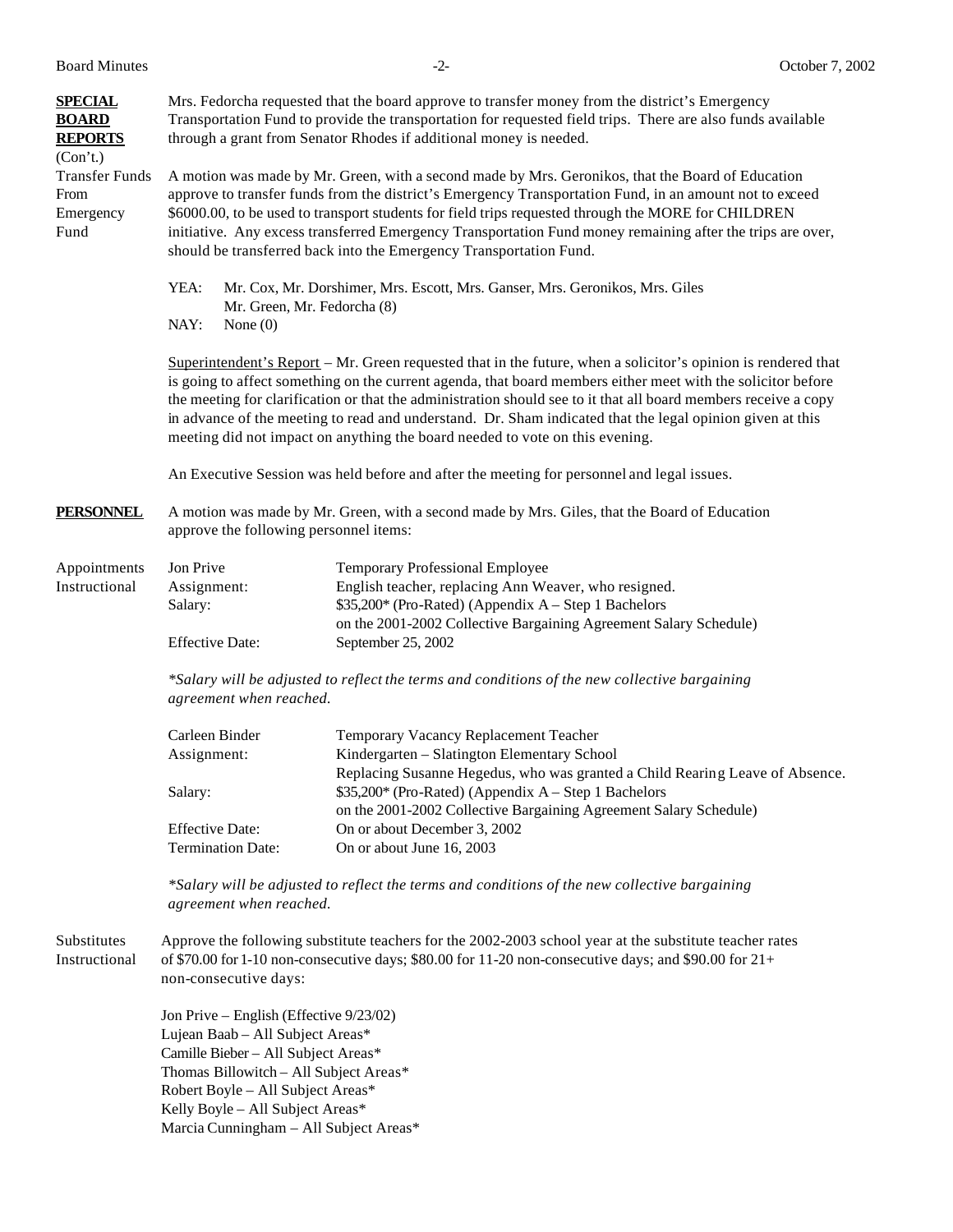**SPECIAL BOARD REPORTS** (Con't.)

Mrs. Fedorcha requested that the board approve to transfer money from the district's Emergency Transportation Fund to provide the transportation for requested field trips. There are also funds available through a grant from Senator Rhodes if additional money is needed.

Transfer Funds From Emergency Fund

A motion was made by Mr. Green, with a second made by Mrs. Geronikos, that the Board of Education approve to transfer funds from the district's Emergency Transportation Fund, in an amount not to exceed $6000.00, to be used to transport students for field trips requested through the MORE for CHILDREN initiative. Any excess transferred Emergency Transportation Fund money remaining after the trips are over, should be transferred back into the Emergency Transportation Fund.

YEA: Mr. Cox, Mr. Dorshimer, Mrs. Escott, Mrs. Ganser, Mrs. Geronikos, Mrs. Giles Mr. Green, Mr. Fedorcha (8)
NAY: None (0)

Superintendent's Report – Mr. Green requested that in the future, when a solicitor's opinion is rendered that is going to affect something on the current agenda, that board members either meet with the solicitor before the meeting for clarification or that the administration should see to it that all board members receive a copy in advance of the meeting to read and understand. Dr. Sham indicated that the legal opinion given at this meeting did not impact on anything the board needed to vote on this evening.

An Executive Session was held before and after the meeting for personnel and legal issues.

**PERSONNEL**

A motion was made by Mr. Green, with a second made by Mrs. Giles, that the Board of Education approve the following personnel items:

Appointments Instructional

| Jon Prive | Temporary Professional Employee |
|---|---|
| Assignment: | English teacher, replacing Ann Weaver, who resigned. |
| Salary: | $35,200* (Pro-Rated) (Appendix A – Step 1 Bachelors on the 2001-2002 Collective Bargaining Agreement Salary Schedule) |
| Effective Date: | September 25, 2002 |

*\*Salary will be adjusted to reflect the terms and conditions of the new collective bargaining agreement when reached.*

| Carleen Binder | Temporary Vacancy Replacement Teacher |
|---|---|
| Assignment: | Kindergarten – Slatington Elementary School Replacing Susanne Hegedus, who was granted a Child Rearing Leave of Absence. |
| Salary: | $35,200* (Pro-Rated) (Appendix A – Step 1 Bachelors on the 2001-2002 Collective Bargaining Agreement Salary Schedule) |
| Effective Date: | On or about December 3, 2002 |
| Termination Date: | On or about June 16, 2003 |

*\*Salary will be adjusted to reflect the terms and conditions of the new collective bargaining agreement when reached.*

Substitutes Instructional

Approve the following substitute teachers for the 2002-2003 school year at the substitute teacher rates of $70.00 for 1-10 non-consecutive days; $80.00 for 11-20 non-consecutive days; and $90.00 for 21+ non-consecutive days:

Jon Prive – English (Effective 9/23/02)
Lujean Baab – All Subject Areas*
Camille Bieber – All Subject Areas*
Thomas Billowitch – All Subject Areas*
Robert Boyle – All Subject Areas*
Kelly Boyle – All Subject Areas*
Marcia Cunningham – All Subject Areas*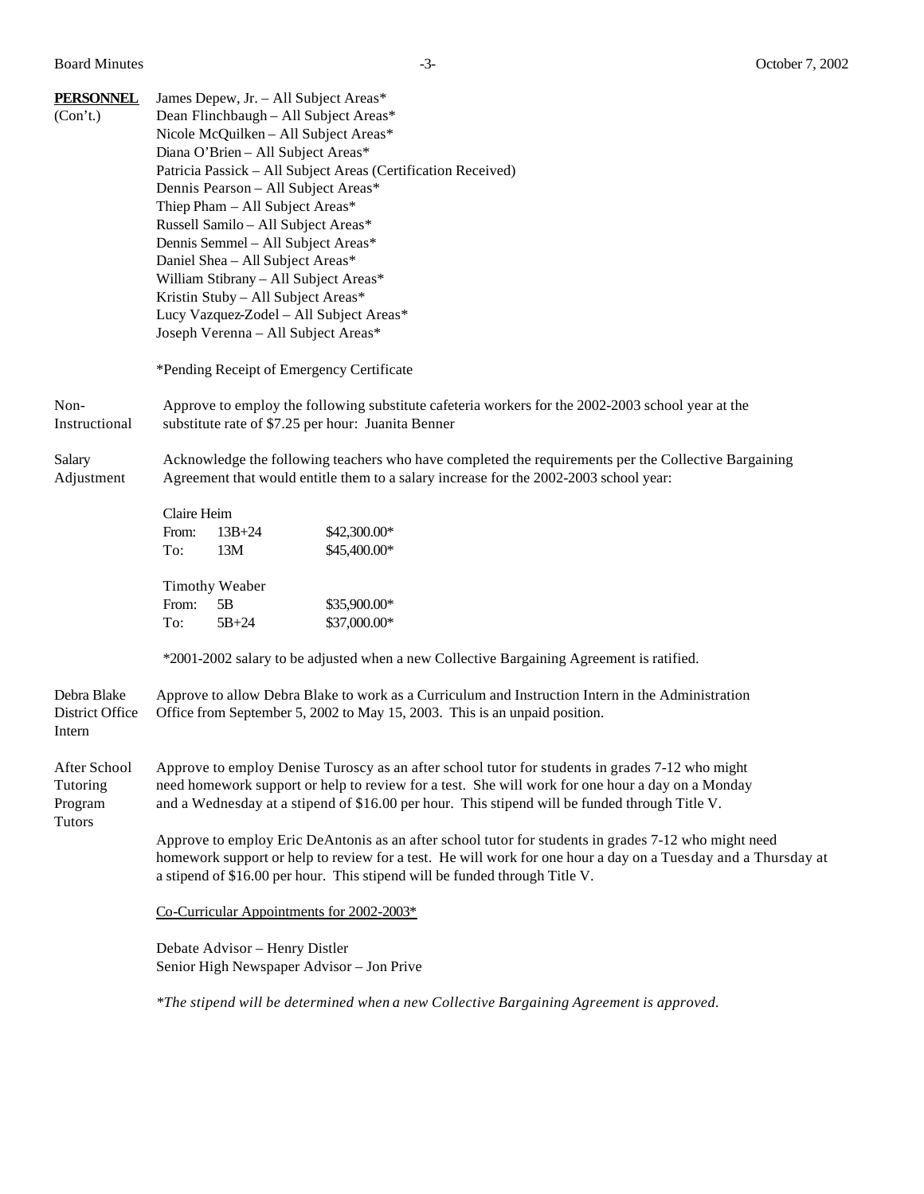**PERSONNEL** (Con't.)

James Depew, Jr. – All Subject Areas*
Dean Flinchbaugh – All Subject Areas*
Nicole McQuilken – All Subject Areas*
Diana O'Brien – All Subject Areas*
Patricia Passick – All Subject Areas (Certification Received)
Dennis Pearson – All Subject Areas*
Thiep Pham – All Subject Areas*
Russell Samilo – All Subject Areas*
Dennis Semmel – All Subject Areas*
Daniel Shea – All Subject Areas*
William Stibrany – All Subject Areas*
Kristin Stuby – All Subject Areas*
Lucy Vazquez-Zodel – All Subject Areas*
Joseph Verenna – All Subject Areas*

*Pending Receipt of Emergency Certificate

**Non-Instructional**

Approve to employ the following substitute cafeteria workers for the 2002-2003 school year at the substitute rate of $7.25 per hour: Juanita Benner

**Salary Adjustment**

Acknowledge the following teachers who have completed the requirements per the Collective Bargaining Agreement that would entitle them to a salary increase for the 2002-2003 school year:

Claire Heim

| | | |
|---|---|---|
| From: | 13B+24 | $42,300.00* |
| To: | 13M | $45,400.00* |

Timothy Weaber

| | | |
|---|---|---|
| From: | 5B | $35,900.00* |
| To: | 5B+24 | $37,000.00* |

*2001-2002 salary to be adjusted when a new Collective Bargaining Agreement is ratified.

**Debra Blake District Office Intern**

Approve to allow Debra Blake to work as a Curriculum and Instruction Intern in the Administration Office from September 5, 2002 to May 15, 2003. This is an unpaid position.

**After School Tutoring Program Tutors**

Approve to employ Denise Turoscy as an after school tutor for students in grades 7-12 who might need homework support or help to review for a test. She will work for one hour a day on a Monday and a Wednesday at a stipend of $16.00 per hour. This stipend will be funded through Title V.

Approve to employ Eric DeAntonis as an after school tutor for students in grades 7-12 who might need homework support or help to review for a test. He will work for one hour a day on a Tuesday and a Thursday at a stipend of $16.00 per hour. This stipend will be funded through Title V.

Co-Curricular Appointments for 2002-2003*

Debate Advisor – Henry Distler
Senior High Newspaper Advisor – Jon Prive

*\*The stipend will be determined when a new Collective Bargaining Agreement is approved.*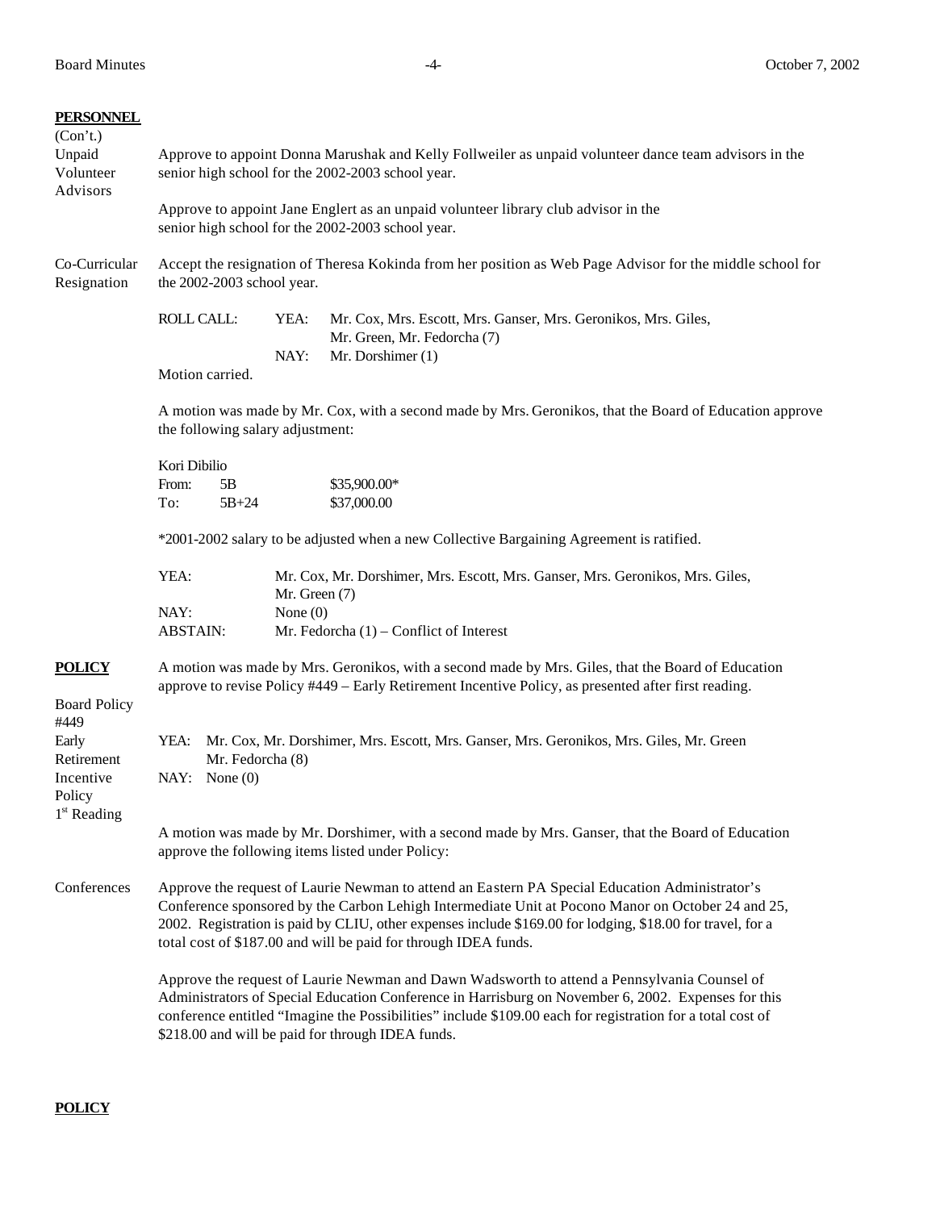**PERSONNEL**
(Con't.)

Unpaid Volunteer Advisors

Approve to appoint Donna Marushak and Kelly Follweiler as unpaid volunteer dance team advisors in the senior high school for the 2002-2003 school year.

Approve to appoint Jane Englert as an unpaid volunteer library club advisor in the senior high school for the 2002-2003 school year.

Co-Curricular Resignation

Accept the resignation of Theresa Kokinda from her position as Web Page Advisor for the middle school for the 2002-2003 school year.

ROLL CALL: YEA: Mr. Cox, Mrs. Escott, Mrs. Ganser, Mrs. Geronikos, Mrs. Giles, Mr. Green, Mr. Fedorcha (7)
NAY: Mr. Dorshimer (1)

Motion carried.

A motion was made by Mr. Cox, with a second made by Mrs. Geronikos, that the Board of Education approve the following salary adjustment:

Kori Dibilio

| | | |
|---|---|---|
| From: | 5B | $35,900.00* |
| To: | 5B+24 | $37,000.00 |

*2001-2002 salary to be adjusted when a new Collective Bargaining Agreement is ratified.

YEA: Mr. Cox, Mr. Dorshimer, Mrs. Escott, Mrs. Ganser, Mrs. Geronikos, Mrs. Giles, Mr. Green (7)
NAY: None (0)
ABSTAIN: Mr. Fedorcha (1) – Conflict of Interest

**POLICY**

Board Policy #449 Early Retirement Incentive Policy 1st Reading

A motion was made by Mrs. Geronikos, with a second made by Mrs. Giles, that the Board of Education approve to revise Policy #449 – Early Retirement Incentive Policy, as presented after first reading.

YEA: Mr. Cox, Mr. Dorshimer, Mrs. Escott, Mrs. Ganser, Mrs. Geronikos, Mrs. Giles, Mr. Green Mr. Fedorcha (8)
NAY: None (0)

A motion was made by Mr. Dorshimer, with a second made by Mrs. Ganser, that the Board of Education approve the following items listed under Policy:

Conferences

Approve the request of Laurie Newman to attend an Eastern PA Special Education Administrator's Conference sponsored by the Carbon Lehigh Intermediate Unit at Pocono Manor on October 24 and 25, 2002. Registration is paid by CLIU, other expenses include $169.00 for lodging, $18.00 for travel, for a total cost of $187.00 and will be paid for through IDEA funds.

Approve the request of Laurie Newman and Dawn Wadsworth to attend a Pennsylvania Counsel of Administrators of Special Education Conference in Harrisburg on November 6, 2002. Expenses for this conference entitled "Imagine the Possibilities" include $109.00 each for registration for a total cost of $218.00 and will be paid for through IDEA funds.

**POLICY**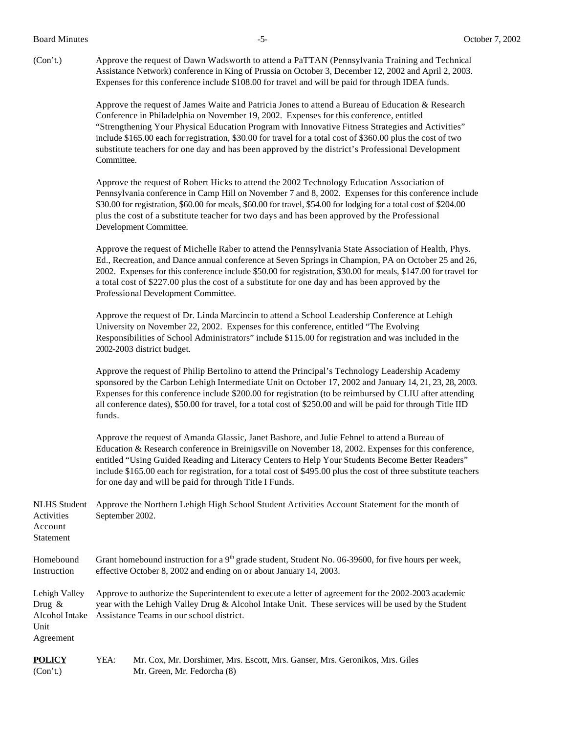(Con't.) Approve the request of Dawn Wadsworth to attend a PaTTAN (Pennsylvania Training and Technical Assistance Network) conference in King of Prussia on October 3, December 12, 2002 and April 2, 2003. Expenses for this conference include $108.00 for travel and will be paid for through IDEA funds.

Approve the request of James Waite and Patricia Jones to attend a Bureau of Education & Research Conference in Philadelphia on November 19, 2002. Expenses for this conference, entitled "Strengthening Your Physical Education Program with Innovative Fitness Strategies and Activities" include $165.00 each for registration, $30.00 for travel for a total cost of $360.00 plus the cost of two substitute teachers for one day and has been approved by the district's Professional Development Committee.

Approve the request of Robert Hicks to attend the 2002 Technology Education Association of Pennsylvania conference in Camp Hill on November 7 and 8, 2002. Expenses for this conference include $30.00 for registration, $60.00 for meals, $60.00 for travel, $54.00 for lodging for a total cost of $204.00 plus the cost of a substitute teacher for two days and has been approved by the Professional Development Committee.

Approve the request of Michelle Raber to attend the Pennsylvania State Association of Health, Phys. Ed., Recreation, and Dance annual conference at Seven Springs in Champion, PA on October 25 and 26, 2002. Expenses for this conference include $50.00 for registration, $30.00 for meals, $147.00 for travel for a total cost of $227.00 plus the cost of a substitute for one day and has been approved by the Professional Development Committee.

Approve the request of Dr. Linda Marcincin to attend a School Leadership Conference at Lehigh University on November 22, 2002. Expenses for this conference, entitled "The Evolving Responsibilities of School Administrators" include $115.00 for registration and was included in the 2002-2003 district budget.

Approve the request of Philip Bertolino to attend the Principal's Technology Leadership Academy sponsored by the Carbon Lehigh Intermediate Unit on October 17, 2002 and January 14, 21, 23, 28, 2003. Expenses for this conference include $200.00 for registration (to be reimbursed by CLIU after attending all conference dates), $50.00 for travel, for a total cost of $250.00 and will be paid for through Title IID funds.

Approve the request of Amanda Glassic, Janet Bashore, and Julie Fehnel to attend a Bureau of Education & Research conference in Breinigsville on November 18, 2002. Expenses for this conference, entitled "Using Guided Reading and Literacy Centers to Help Your Students Become Better Readers" include $165.00 each for registration, for a total cost of $495.00 plus the cost of three substitute teachers for one day and will be paid for through Title I Funds.

NLHS Student Activities Account Statement — Approve the Northern Lehigh High School Student Activities Account Statement for the month of September 2002.

Homebound Instruction — Grant homebound instruction for a 9th grade student, Student No. 06-39600, for five hours per week, effective October 8, 2002 and ending on or about January 14, 2003.

Lehigh Valley Drug & Alcohol Intake Unit Agreement — Approve to authorize the Superintendent to execute a letter of agreement for the 2002-2003 academic year with the Lehigh Valley Drug & Alcohol Intake Unit. These services will be used by the Student Assistance Teams in our school district.

**POLICY** (Con't.) YEA: Mr. Cox, Mr. Dorshimer, Mrs. Escott, Mrs. Ganser, Mrs. Geronikos, Mrs. Giles Mr. Green, Mr. Fedorcha (8)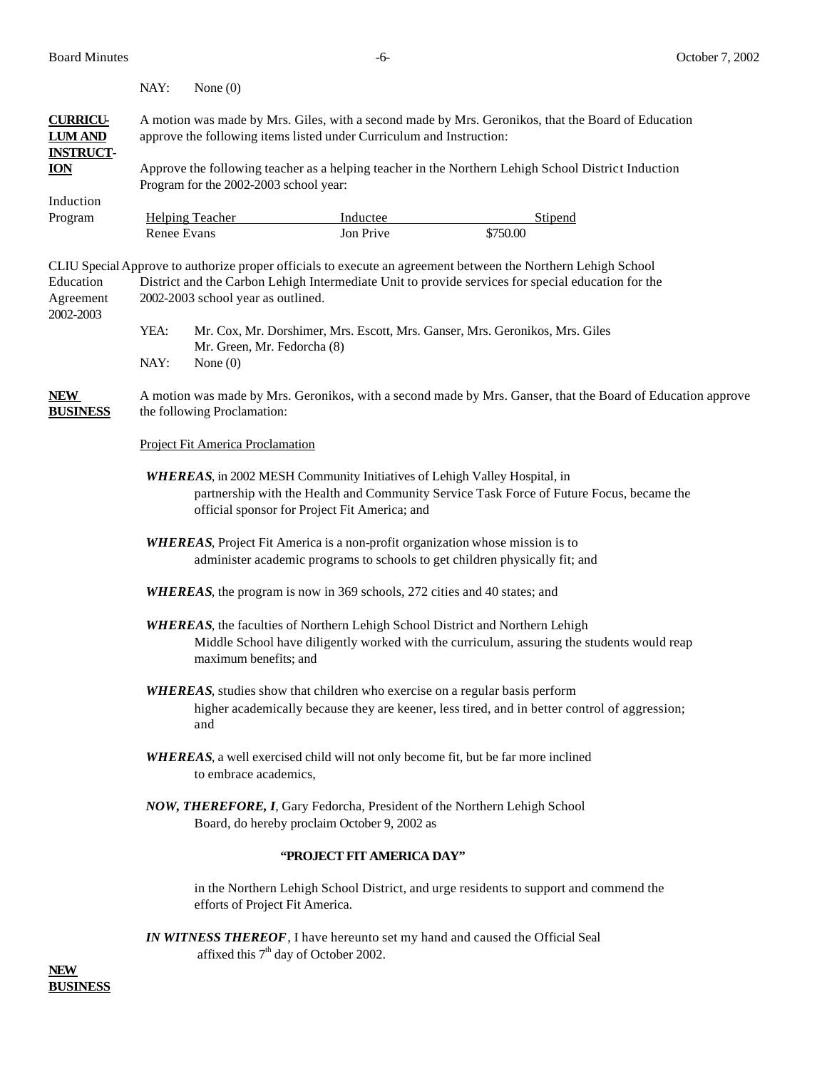NAY: None (0)

**CURRICULUM AND INSTRUCTION**

A motion was made by Mrs. Giles, with a second made by Mrs. Geronikos, that the Board of Education approve the following items listed under Curriculum and Instruction:

Induction Program

Approve the following teacher as a helping teacher in the Northern Lehigh School District Induction Program for the 2002-2003 school year:

| Helping Teacher | Inductee | Stipend |
|---|---|---|
| Renee Evans | Jon Prive | $750.00 |

CLIU Special Education Agreement 2002-2003

Approve to authorize proper officials to execute an agreement between the Northern Lehigh School District and the Carbon Lehigh Intermediate Unit to provide services for special education for the 2002-2003 school year as outlined.

YEA: Mr. Cox, Mr. Dorshimer, Mrs. Escott, Mrs. Ganser, Mrs. Geronikos, Mrs. Giles Mr. Green, Mr. Fedorcha (8)

NAY: None (0)

**NEW BUSINESS**

A motion was made by Mrs. Geronikos, with a second made by Mrs. Ganser, that the Board of Education approve the following Proclamation:

Project Fit America Proclamation

***WHEREAS***, in 2002 MESH Community Initiatives of Lehigh Valley Hospital, in partnership with the Health and Community Service Task Force of Future Focus, became the official sponsor for Project Fit America; and

***WHEREAS***, Project Fit America is a non-profit organization whose mission is to administer academic programs to schools to get children physically fit; and

***WHEREAS***, the program is now in 369 schools, 272 cities and 40 states; and

***WHEREAS***, the faculties of Northern Lehigh School District and Northern Lehigh Middle School have diligently worked with the curriculum, assuring the students would reap maximum benefits; and

***WHEREAS***, studies show that children who exercise on a regular basis perform higher academically because they are keener, less tired, and in better control of aggression; and

***WHEREAS***, a well exercised child will not only become fit, but be far more inclined to embrace academics,

***NOW, THEREFORE, I***, Gary Fedorcha, President of the Northern Lehigh School Board, do hereby proclaim October 9, 2002 as

**"PROJECT FIT AMERICA DAY"**

in the Northern Lehigh School District, and urge residents to support and commend the efforts of Project Fit America.

***IN WITNESS THEREOF***, I have hereunto set my hand and caused the Official Seal affixed this 7th day of October 2002.

**NEW BUSINESS**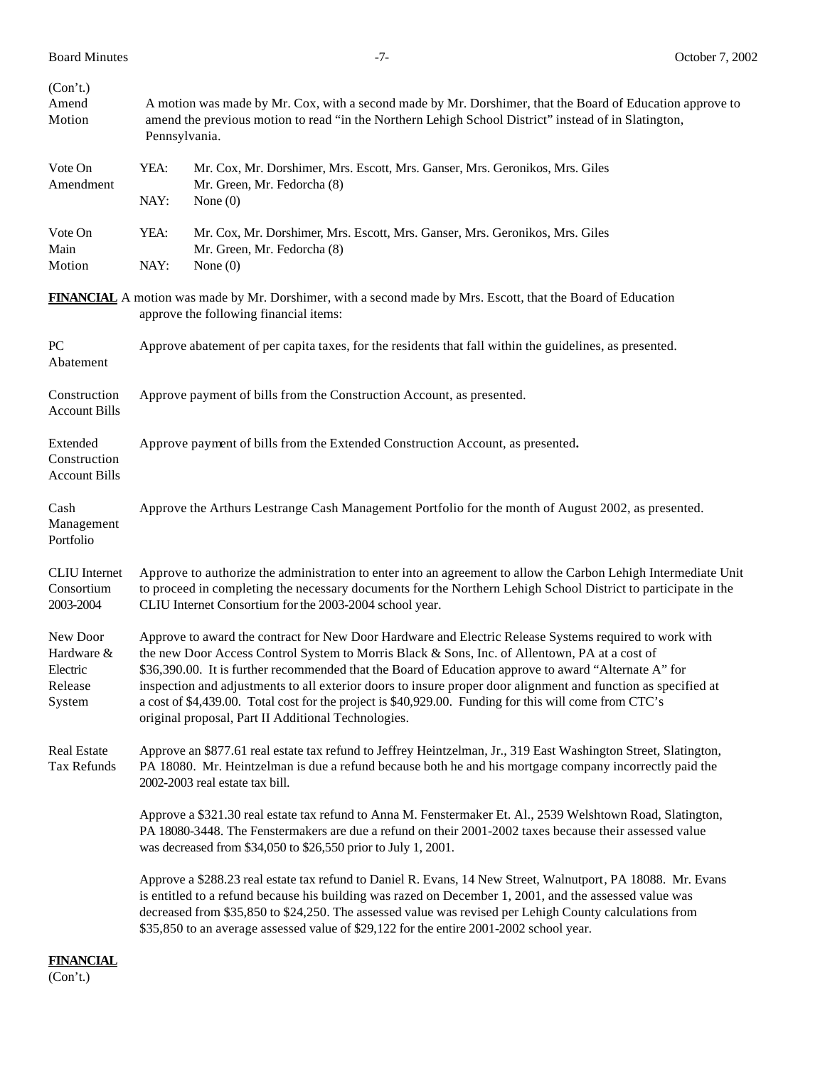(Con't.)

**Amend Motion** A motion was made by Mr. Cox, with a second made by Mr. Dorshimer, that the Board of Education approve to amend the previous motion to read "in the Northern Lehigh School District" instead of in Slatington, Pennsylvania.

**Vote On Amendment**

YEA: Mr. Cox, Mr. Dorshimer, Mrs. Escott, Mrs. Ganser, Mrs. Geronikos, Mrs. Giles Mr. Green, Mr. Fedorcha (8)

NAY: None (0)

**Vote On Main Motion**

YEA: Mr. Cox, Mr. Dorshimer, Mrs. Escott, Mrs. Ganser, Mrs. Geronikos, Mrs. Giles Mr. Green, Mr. Fedorcha (8)

NAY: None (0)

**FINANCIAL** A motion was made by Mr. Dorshimer, with a second made by Mrs. Escott, that the Board of Education approve the following financial items:

**PC Abatement** Approve abatement of per capita taxes, for the residents that fall within the guidelines, as presented.

**Construction Account Bills** Approve payment of bills from the Construction Account, as presented.

**Extended Construction Account Bills** Approve payment of bills from the Extended Construction Account, as presented.

**Cash Management Portfolio** Approve the Arthurs Lestrange Cash Management Portfolio for the month of August 2002, as presented.

**CLIU Internet Consortium 2003-2004** Approve to authorize the administration to enter into an agreement to allow the Carbon Lehigh Intermediate Unit to proceed in completing the necessary documents for the Northern Lehigh School District to participate in the CLIU Internet Consortium for the 2003-2004 school year.

**New Door Hardware & Electric Release System** Approve to award the contract for New Door Hardware and Electric Release Systems required to work with the new Door Access Control System to Morris Black & Sons, Inc. of Allentown, PA at a cost of $36,390.00. It is further recommended that the Board of Education approve to award "Alternate A" for inspection and adjustments to all exterior doors to insure proper door alignment and function as specified at a cost of $4,439.00. Total cost for the project is $40,929.00. Funding for this will come from CTC's original proposal, Part II Additional Technologies.

**Real Estate Tax Refunds** Approve an $877.61 real estate tax refund to Jeffrey Heintzelman, Jr., 319 East Washington Street, Slatington, PA 18080. Mr. Heintzelman is due a refund because both he and his mortgage company incorrectly paid the 2002-2003 real estate tax bill.

Approve a $321.30 real estate tax refund to Anna M. Fenstermaker Et. Al., 2539 Welshtown Road, Slatington, PA 18080-3448. The Fenstermakers are due a refund on their 2001-2002 taxes because their assessed value was decreased from $34,050 to $26,550 prior to July 1, 2001.

Approve a $288.23 real estate tax refund to Daniel R. Evans, 14 New Street, Walnutport, PA 18088. Mr. Evans is entitled to a refund because his building was razed on December 1, 2001, and the assessed value was decreased from $35,850 to $24,250. The assessed value was revised per Lehigh County calculations from $35,850 to an average assessed value of $29,122 for the entire 2001-2002 school year.

**FINANCIAL**
(Con't.)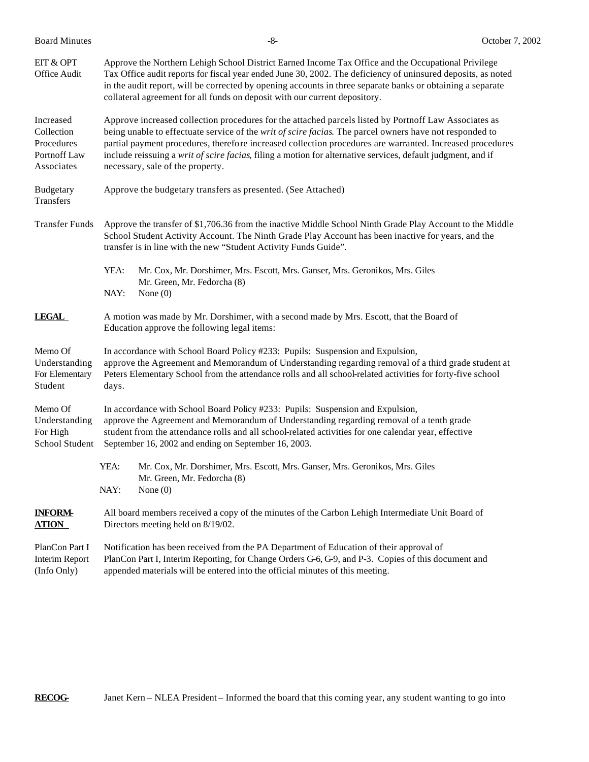**EIT & OPT Office Audit** — Approve the Northern Lehigh School District Earned Income Tax Office and the Occupational Privilege Tax Office audit reports for fiscal year ended June 30, 2002. The deficiency of uninsured deposits, as noted in the audit report, will be corrected by opening accounts in three separate banks or obtaining a separate collateral agreement for all funds on deposit with our current depository.

**Increased Collection Procedures Portnoff Law Associates** — Approve increased collection procedures for the attached parcels listed by Portnoff Law Associates as being unable to effectuate service of the *writ of scire facias*. The parcel owners have not responded to partial payment procedures, therefore increased collection procedures are warranted. Increased procedures include reissuing a *writ of scire facias*, filing a motion for alternative services, default judgment, and if necessary, sale of the property.

**Budgetary Transfers** — Approve the budgetary transfers as presented. (See Attached)

**Transfer Funds** — Approve the transfer of $1,706.36 from the inactive Middle School Ninth Grade Play Account to the Middle School Student Activity Account. The Ninth Grade Play Account has been inactive for years, and the transfer is in line with the new "Student Activity Funds Guide".

YEA: Mr. Cox, Mr. Dorshimer, Mrs. Escott, Mrs. Ganser, Mrs. Geronikos, Mrs. Giles Mr. Green, Mr. Fedorcha (8)
NAY: None (0)

## LEGAL

A motion was made by Mr. Dorshimer, with a second made by Mrs. Escott, that the Board of Education approve the following legal items:

**Memo Of Understanding For Elementary Student** — In accordance with School Board Policy #233: Pupils: Suspension and Expulsion, approve the Agreement and Memorandum of Understanding regarding removal of a third grade student at Peters Elementary School from the attendance rolls and all school-related activities for forty-five school days.

**Memo Of Understanding For High School Student** — In accordance with School Board Policy #233: Pupils: Suspension and Expulsion, approve the Agreement and Memorandum of Understanding regarding removal of a tenth grade student from the attendance rolls and all school-related activities for one calendar year, effective September 16, 2002 and ending on September 16, 2003.

YEA: Mr. Cox, Mr. Dorshimer, Mrs. Escott, Mrs. Ganser, Mrs. Geronikos, Mrs. Giles Mr. Green, Mr. Fedorcha (8)
NAY: None (0)

## INFORMATION

All board members received a copy of the minutes of the Carbon Lehigh Intermediate Unit Board of Directors meeting held on 8/19/02.

**PlanCon Part I Interim Report (Info Only)** — Notification has been received from the PA Department of Education of their approval of PlanCon Part I, Interim Reporting, for Change Orders G-6, G-9, and P-3. Copies of this document and appended materials will be entered into the official minutes of this meeting.

## RECOG-

Janet Kern – NLEA President – Informed the board that this coming year, any student wanting to go into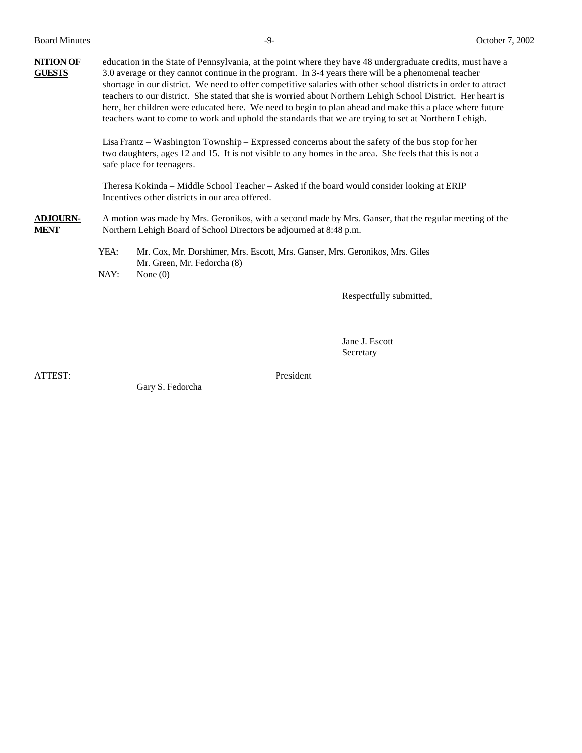**NITION OF GUESTS**

education in the State of Pennsylvania, at the point where they have 48 undergraduate credits, must have a 3.0 average or they cannot continue in the program. In 3-4 years there will be a phenomenal teacher shortage in our district. We need to offer competitive salaries with other school districts in order to attract teachers to our district. She stated that she is worried about Northern Lehigh School District. Her heart is here, her children were educated here. We need to begin to plan ahead and make this a place where future teachers want to come to work and uphold the standards that we are trying to set at Northern Lehigh.

Lisa Frantz – Washington Township – Expressed concerns about the safety of the bus stop for her two daughters, ages 12 and 15. It is not visible to any homes in the area. She feels that this is not a safe place for teenagers.

Theresa Kokinda – Middle School Teacher – Asked if the board would consider looking at ERIP Incentives other districts in our area offered.

**ADJOURN-MENT**

A motion was made by Mrs. Geronikos, with a second made by Mrs. Ganser, that the regular meeting of the Northern Lehigh Board of School Directors be adjourned at 8:48 p.m.

YEA: Mr. Cox, Mr. Dorshimer, Mrs. Escott, Mrs. Ganser, Mrs. Geronikos, Mrs. Giles Mr. Green, Mr. Fedorcha (8)

NAY: None (0)

Respectfully submitted,

Jane J. Escott
Secretary

ATTEST: ______________________________ President
Gary S. Fedorcha